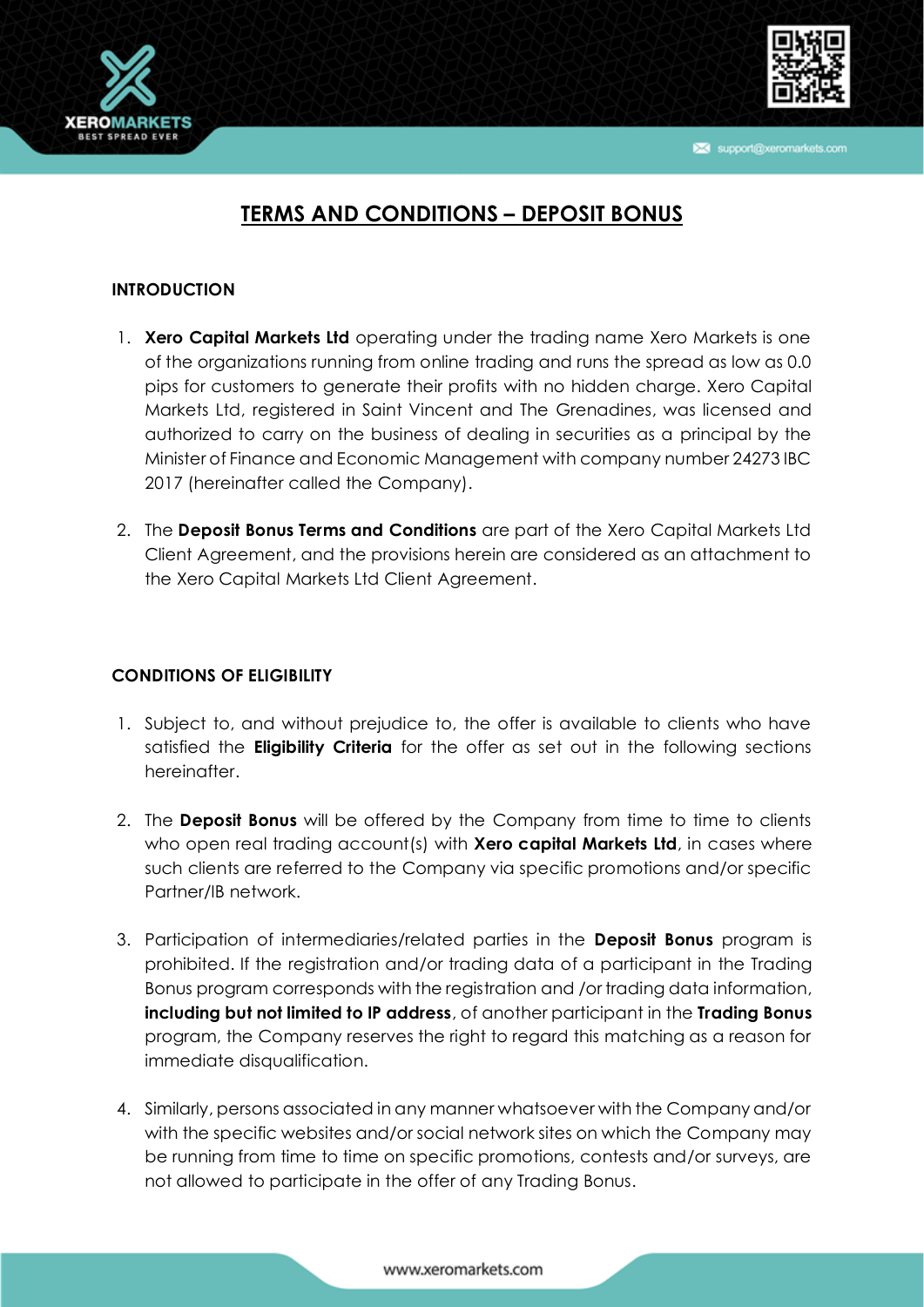# TERMS AND CONDITIONS – DEPOSIT BONUS

## INTRODUCTION

1. **Xero Capital Markets Ltd** operating under the trading name Xero Markets is one of the organizations running from online trading and runs the spread as low as 0.0 pips for customers to generate their profits with no hidden charge. Xero Capital Markets Ltd, registered in Saint Vincent and The Grenadines, was licensed and authorized to carry on the business of dealing in securities as a principal by the Minister of Finance and Economic Management with company number 24273 IBC 2017 (hereinafter called the Company).

2. The **Deposit Bonus Terms and Conditions** are part of the Xero Capital Markets Ltd Client Agreement, and the provisions herein are considered as an attachment to the Xero Capital Markets Ltd Client Agreement.

## CONDITIONS OF ELIGIBILITY

1. Subject to, and without prejudice to, the offer is available to clients who have satisfied the **Eligibility Criteria** for the offer as set out in the following sections hereinafter.

2. The **Deposit Bonus** will be offered by the Company from time to time to clients who open real trading account(s) with **Xero capital Markets Ltd**, in cases where such clients are referred to the Company via specific promotions and/or specific Partner/IB network.

3. Participation of intermediaries/related parties in the **Deposit Bonus** program is prohibited. If the registration and/or trading data of a participant in the Trading Bonus program corresponds with the registration and /or trading data information, **including but not limited to IP address**, of another participant in the **Trading Bonus** program, the Company reserves the right to regard this matching as a reason for immediate disqualification.

4. Similarly, persons associated in any manner whatsoever with the Company and/or with the specific websites and/or social network sites on which the Company may be running from time to time on specific promotions, contests and/or surveys, are not allowed to participate in the offer of any Trading Bonus.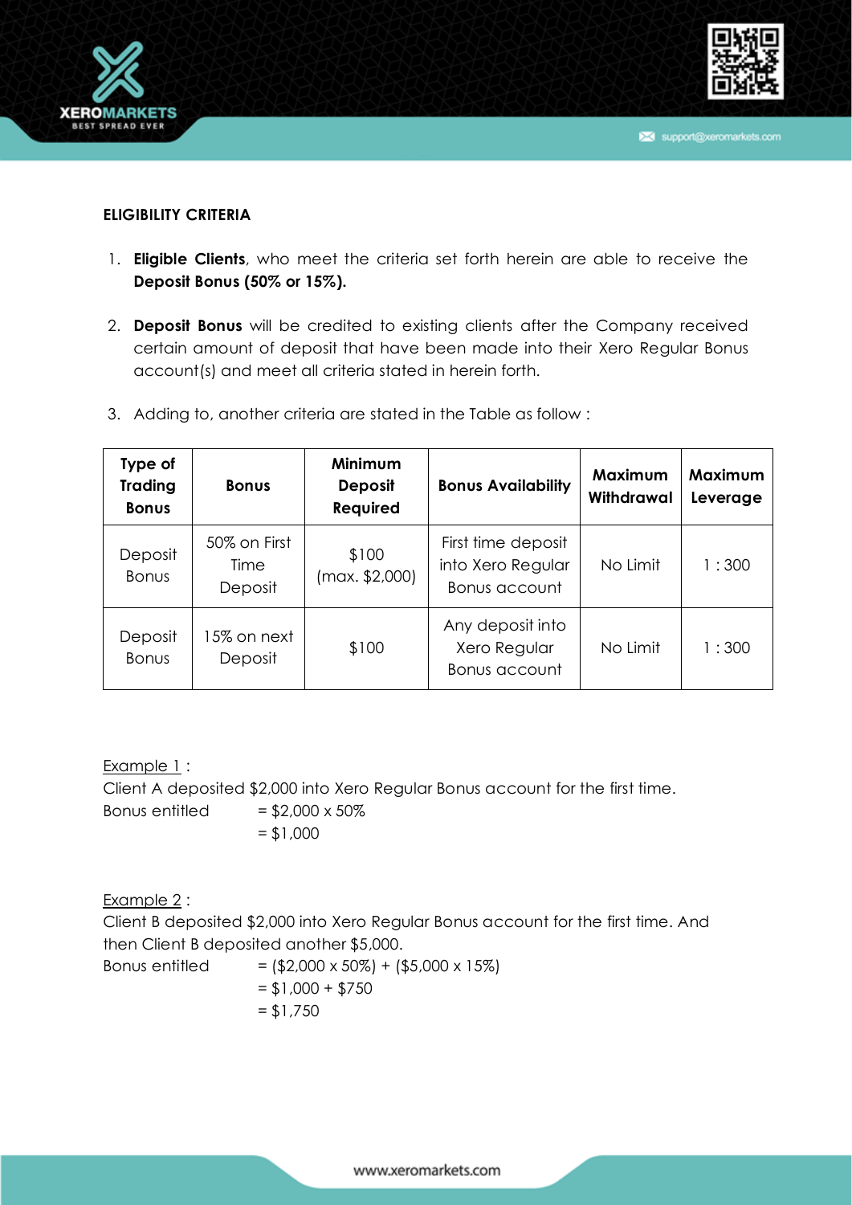**ELIGIBILITY CRITERIA**

1. **Eligible Clients**, who meet the criteria set forth herein are able to receive the **Deposit Bonus (50% or 15%).**

2. **Deposit Bonus** will be credited to existing clients after the Company received certain amount of deposit that have been made into their Xero Regular Bonus account(s) and meet all criteria stated in herein forth.

3. Adding to, another criteria are stated in the Table as follow :

| Type of Trading Bonus | Bonus | Minimum Deposit Required | Bonus Availability | Maximum Withdrawal | Maximum Leverage |
|---|---|---|---|---|---|
| Deposit Bonus | 50% on First Time Deposit | $100 (max. $2,000) | First time deposit into Xero Regular Bonus account | No Limit | 1 : 300 |
| Deposit Bonus | 15% on next Deposit | $100 | Any deposit into Xero Regular Bonus account | No Limit | 1 : 300 |

Example 1 :
Client A deposited $2,000 into Xero Regular Bonus account for the first time.
Bonus entitled = $2,000 x 50%
= $1,000

Example 2 :
Client B deposited $2,000 into Xero Regular Bonus account for the first time. And then Client B deposited another $5,000.
Bonus entitled = ($2,000 x 50%) + ($5,000 x 15%)
= $1,000 + $750
= $1,750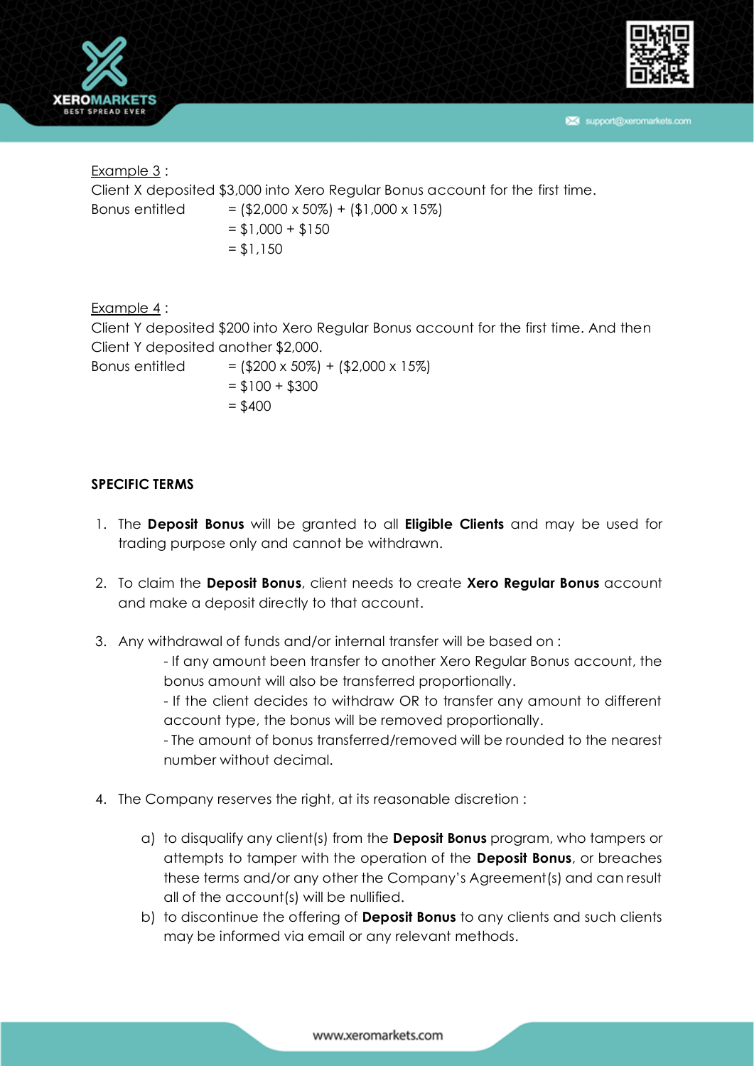Example 3 :

Client X deposited $3,000 into Xero Regular Bonus account for the first time.

Bonus entitled = ($2,000 x 50%) + ($1,000 x 15%)
= $1,000 + $150
= $1,150

Example 4 :

Client Y deposited $200 into Xero Regular Bonus account for the first time. And then Client Y deposited another $2,000.

Bonus entitled = ($200 x 50%) + ($2,000 x 15%)
= $100 + $300
= $400

**SPECIFIC TERMS**

1. The **Deposit Bonus** will be granted to all **Eligible Clients** and may be used for trading purpose only and cannot be withdrawn.

2. To claim the **Deposit Bonus**, client needs to create **Xero Regular Bonus** account and make a deposit directly to that account.

3. Any withdrawal of funds and/or internal transfer will be based on :
   - If any amount been transfer to another Xero Regular Bonus account, the bonus amount will also be transferred proportionally.
   - If the client decides to withdraw OR to transfer any amount to different account type, the bonus will be removed proportionally.
   - The amount of bonus transferred/removed will be rounded to the nearest number without decimal.

4. The Company reserves the right, at its reasonable discretion :

   a) to disqualify any client(s) from the **Deposit Bonus** program, who tampers or attempts to tamper with the operation of the **Deposit Bonus**, or breaches these terms and/or any other the Company's Agreement(s) and can result all of the account(s) will be nullified.

   b) to discontinue the offering of **Deposit Bonus** to any clients and such clients may be informed via email or any relevant methods.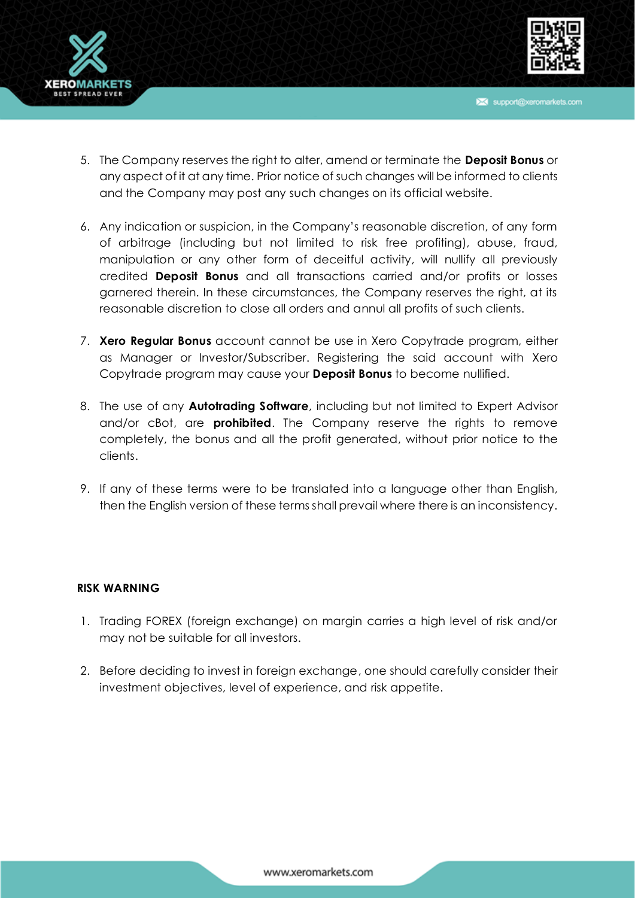5. The Company reserves the right to alter, amend or terminate the **Deposit Bonus** or any aspect of it at any time. Prior notice of such changes will be informed to clients and the Company may post any such changes on its official website.

6. Any indication or suspicion, in the Company's reasonable discretion, of any form of arbitrage (including but not limited to risk free profiting), abuse, fraud, manipulation or any other form of deceitful activity, will nullify all previously credited **Deposit Bonus** and all transactions carried and/or profits or losses garnered therein. In these circumstances, the Company reserves the right, at its reasonable discretion to close all orders and annul all profits of such clients.

7. **Xero Regular Bonus** account cannot be use in Xero Copytrade program, either as Manager or Investor/Subscriber. Registering the said account with Xero Copytrade program may cause your **Deposit Bonus** to become nullified.

8. The use of any **Autotrading Software**, including but not limited to Expert Advisor and/or cBot, are **prohibited**. The Company reserve the rights to remove completely, the bonus and all the profit generated, without prior notice to the clients.

9. If any of these terms were to be translated into a language other than English, then the English version of these terms shall prevail where there is an inconsistency.

**RISK WARNING**

1. Trading FOREX (foreign exchange) on margin carries a high level of risk and/or may not be suitable for all investors.

2. Before deciding to invest in foreign exchange, one should carefully consider their investment objectives, level of experience, and risk appetite.